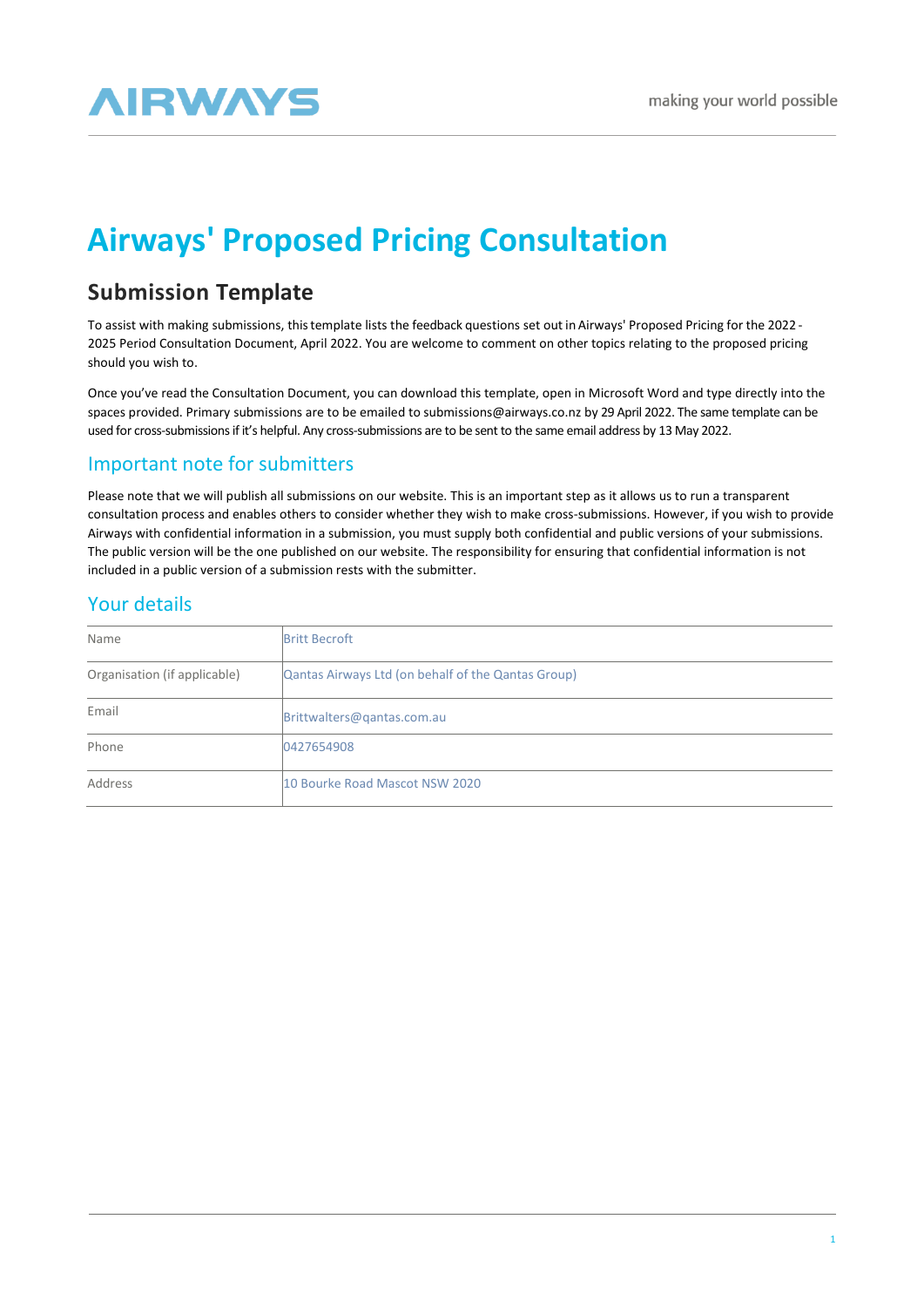AIRWAYS

making your world possible

# Airways' Proposed Pricing Consultation

## Submission Template

To assist with making submissions, this template lists the feedback questions set out in Airways' Proposed Pricing for the 2022 - 2025 Period Consultation Document, April 2022. You are welcome to comment on other topics relating to the proposed pricing should you wish to.

Once you've read the Consultation Document, you can download this template, open in Microsoft Word and type directly into the spaces provided. Primary submissions are to be emailed to submissions@airways.co.nz by 29 April 2022. The same template can be used for cross-submissions if it's helpful. Any cross-submissions are to be sent to the same email address by 13 May 2022.

### Important note for submitters

Please note that we will publish all submissions on our website. This is an important step as it allows us to run a transparent consultation process and enables others to consider whether they wish to make cross-submissions. However, if you wish to provide Airways with confidential information in a submission, you must supply both confidential and public versions of your submissions. The public version will be the one published on our website. The responsibility for ensuring that confidential information is not included in a public version of a submission rests with the submitter.

### Your details

| | |
|---|---|
| Name | Britt Becroft |
| Organisation (if applicable) | Qantas Airways Ltd (on behalf of the Qantas Group) |
| Email | Brittwalters@qantas.com.au |
| Phone | 0427654908 |
| Address | 10 Bourke Road Mascot NSW 2020 |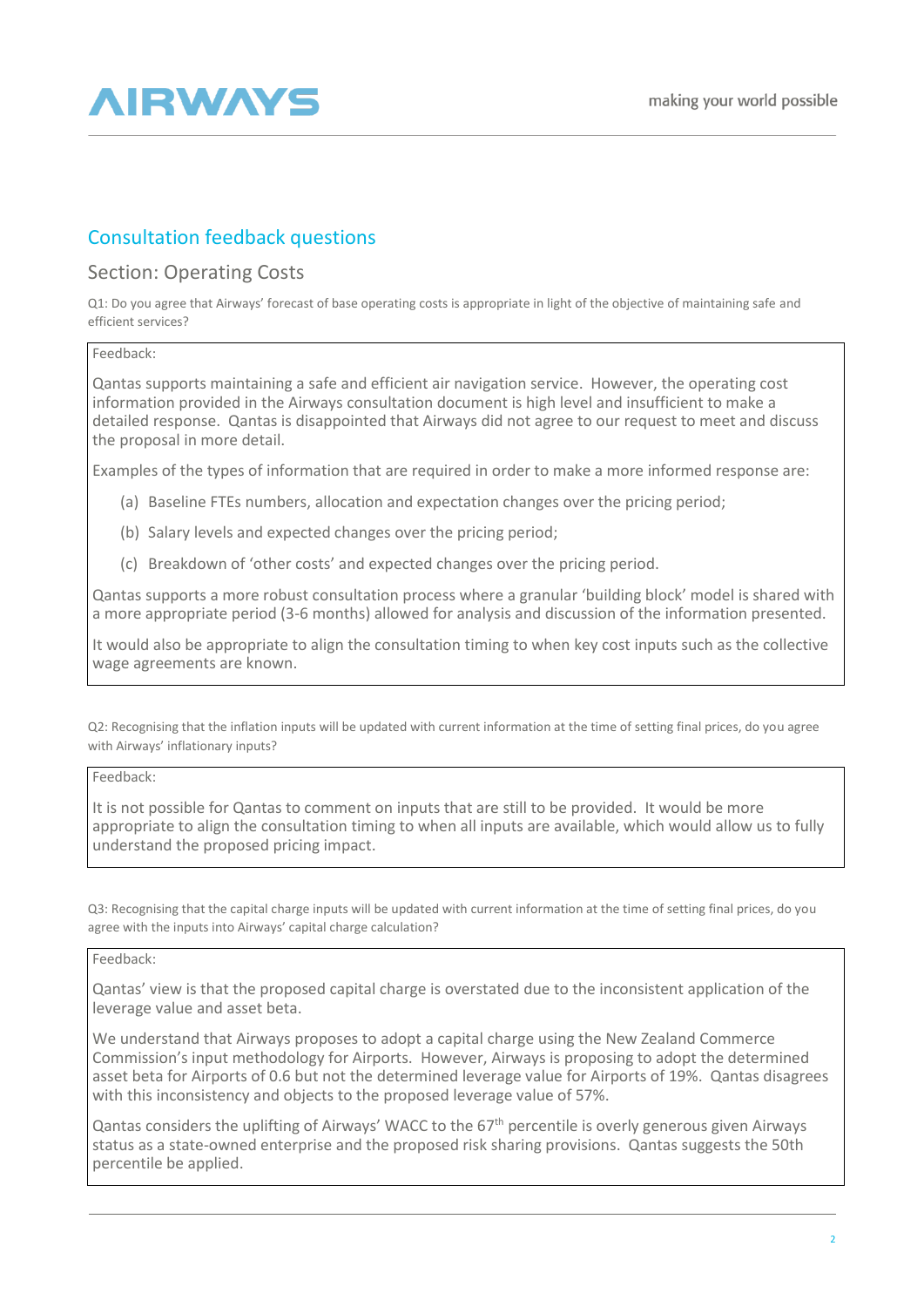## Consultation feedback questions

### Section: Operating Costs

Q1: Do you agree that Airways' forecast of base operating costs is appropriate in light of the objective of maintaining safe and efficient services?

Feedback:

Qantas supports maintaining a safe and efficient air navigation service. However, the operating cost information provided in the Airways consultation document is high level and insufficient to make a detailed response. Qantas is disappointed that Airways did not agree to our request to meet and discuss the proposal in more detail.

Examples of the types of information that are required in order to make a more informed response are:

(a) Baseline FTEs numbers, allocation and expectation changes over the pricing period;

(b) Salary levels and expected changes over the pricing period;

(c) Breakdown of 'other costs' and expected changes over the pricing period.

Qantas supports a more robust consultation process where a granular 'building block' model is shared with a more appropriate period (3-6 months) allowed for analysis and discussion of the information presented.

It would also be appropriate to align the consultation timing to when key cost inputs such as the collective wage agreements are known.

Q2: Recognising that the inflation inputs will be updated with current information at the time of setting final prices, do you agree with Airways' inflationary inputs?

Feedback:

It is not possible for Qantas to comment on inputs that are still to be provided. It would be more appropriate to align the consultation timing to when all inputs are available, which would allow us to fully understand the proposed pricing impact.

Q3: Recognising that the capital charge inputs will be updated with current information at the time of setting final prices, do you agree with the inputs into Airways' capital charge calculation?

Feedback:

Qantas' view is that the proposed capital charge is overstated due to the inconsistent application of the leverage value and asset beta.

We understand that Airways proposes to adopt a capital charge using the New Zealand Commerce Commission's input methodology for Airports. However, Airways is proposing to adopt the determined asset beta for Airports of 0.6 but not the determined leverage value for Airports of 19%. Qantas disagrees with this inconsistency and objects to the proposed leverage value of 57%.

Qantas considers the uplifting of Airways' WACC to the 67th percentile is overly generous given Airways status as a state-owned enterprise and the proposed risk sharing provisions. Qantas suggests the 50th percentile be applied.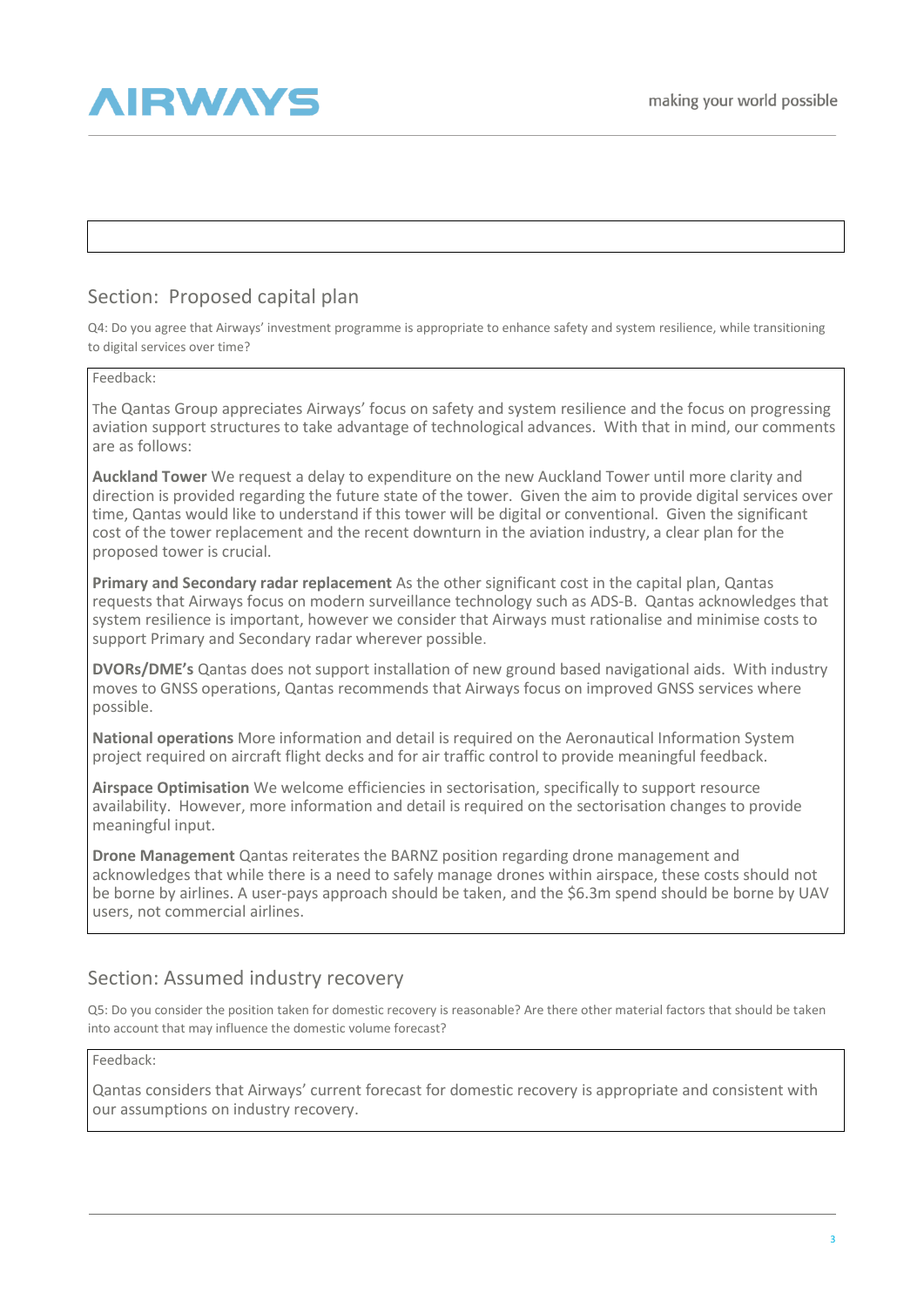## Section: Proposed capital plan

Q4: Do you agree that Airways' investment programme is appropriate to enhance safety and system resilience, while transitioning to digital services over time?

Feedback:

The Qantas Group appreciates Airways' focus on safety and system resilience and the focus on progressing aviation support structures to take advantage of technological advances. With that in mind, our comments are as follows:

**Auckland Tower** We request a delay to expenditure on the new Auckland Tower until more clarity and direction is provided regarding the future state of the tower. Given the aim to provide digital services over time, Qantas would like to understand if this tower will be digital or conventional. Given the significant cost of the tower replacement and the recent downturn in the aviation industry, a clear plan for the proposed tower is crucial.

**Primary and Secondary radar replacement** As the other significant cost in the capital plan, Qantas requests that Airways focus on modern surveillance technology such as ADS-B. Qantas acknowledges that system resilience is important, however we consider that Airways must rationalise and minimise costs to support Primary and Secondary radar wherever possible.

**DVORs/DME's** Qantas does not support installation of new ground based navigational aids. With industry moves to GNSS operations, Qantas recommends that Airways focus on improved GNSS services where possible.

**National operations** More information and detail is required on the Aeronautical Information System project required on aircraft flight decks and for air traffic control to provide meaningful feedback.

**Airspace Optimisation** We welcome efficiencies in sectorisation, specifically to support resource availability. However, more information and detail is required on the sectorisation changes to provide meaningful input.

**Drone Management** Qantas reiterates the BARNZ position regarding drone management and acknowledges that while there is a need to safely manage drones within airspace, these costs should not be borne by airlines. A user-pays approach should be taken, and the $6.3m spend should be borne by UAV users, not commercial airlines.

## Section: Assumed industry recovery

Q5: Do you consider the position taken for domestic recovery is reasonable? Are there other material factors that should be taken into account that may influence the domestic volume forecast?

Feedback:

Qantas considers that Airways' current forecast for domestic recovery is appropriate and consistent with our assumptions on industry recovery.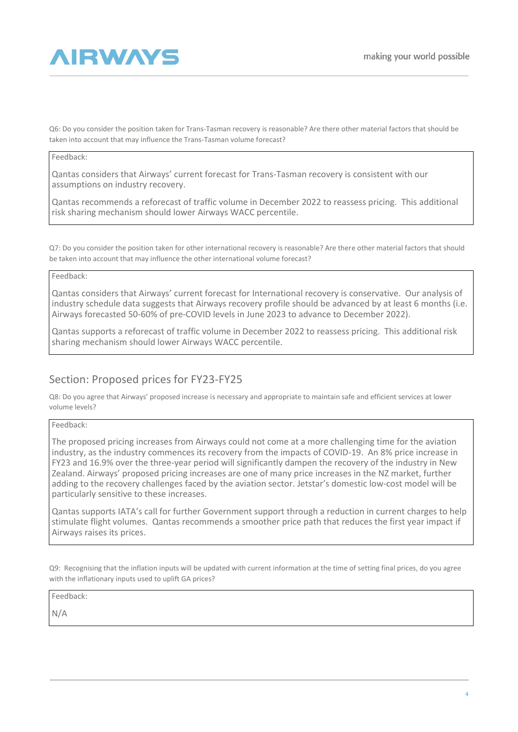Q6: Do you consider the position taken for Trans-Tasman recovery is reasonable? Are there other material factors that should be taken into account that may influence the Trans-Tasman volume forecast?

Feedback:

Qantas considers that Airways' current forecast for Trans-Tasman recovery is consistent with our assumptions on industry recovery.

Qantas recommends a reforecast of traffic volume in December 2022 to reassess pricing. This additional risk sharing mechanism should lower Airways WACC percentile.

Q7: Do you consider the position taken for other international recovery is reasonable? Are there other material factors that should be taken into account that may influence the other international volume forecast?

Feedback:

Qantas considers that Airways' current forecast for International recovery is conservative. Our analysis of industry schedule data suggests that Airways recovery profile should be advanced by at least 6 months (i.e. Airways forecasted 50-60% of pre-COVID levels in June 2023 to advance to December 2022).

Qantas supports a reforecast of traffic volume in December 2022 to reassess pricing. This additional risk sharing mechanism should lower Airways WACC percentile.

## Section: Proposed prices for FY23-FY25

Q8: Do you agree that Airways' proposed increase is necessary and appropriate to maintain safe and efficient services at lower volume levels?

Feedback:

The proposed pricing increases from Airways could not come at a more challenging time for the aviation industry, as the industry commences its recovery from the impacts of COVID-19. An 8% price increase in FY23 and 16.9% over the three-year period will significantly dampen the recovery of the industry in New Zealand. Airways' proposed pricing increases are one of many price increases in the NZ market, further adding to the recovery challenges faced by the aviation sector. Jetstar's domestic low-cost model will be particularly sensitive to these increases.

Qantas supports IATA's call for further Government support through a reduction in current charges to help stimulate flight volumes. Qantas recommends a smoother price path that reduces the first year impact if Airways raises its prices.

Q9: Recognising that the inflation inputs will be updated with current information at the time of setting final prices, do you agree with the inflationary inputs used to uplift GA prices?

Feedback:

N/A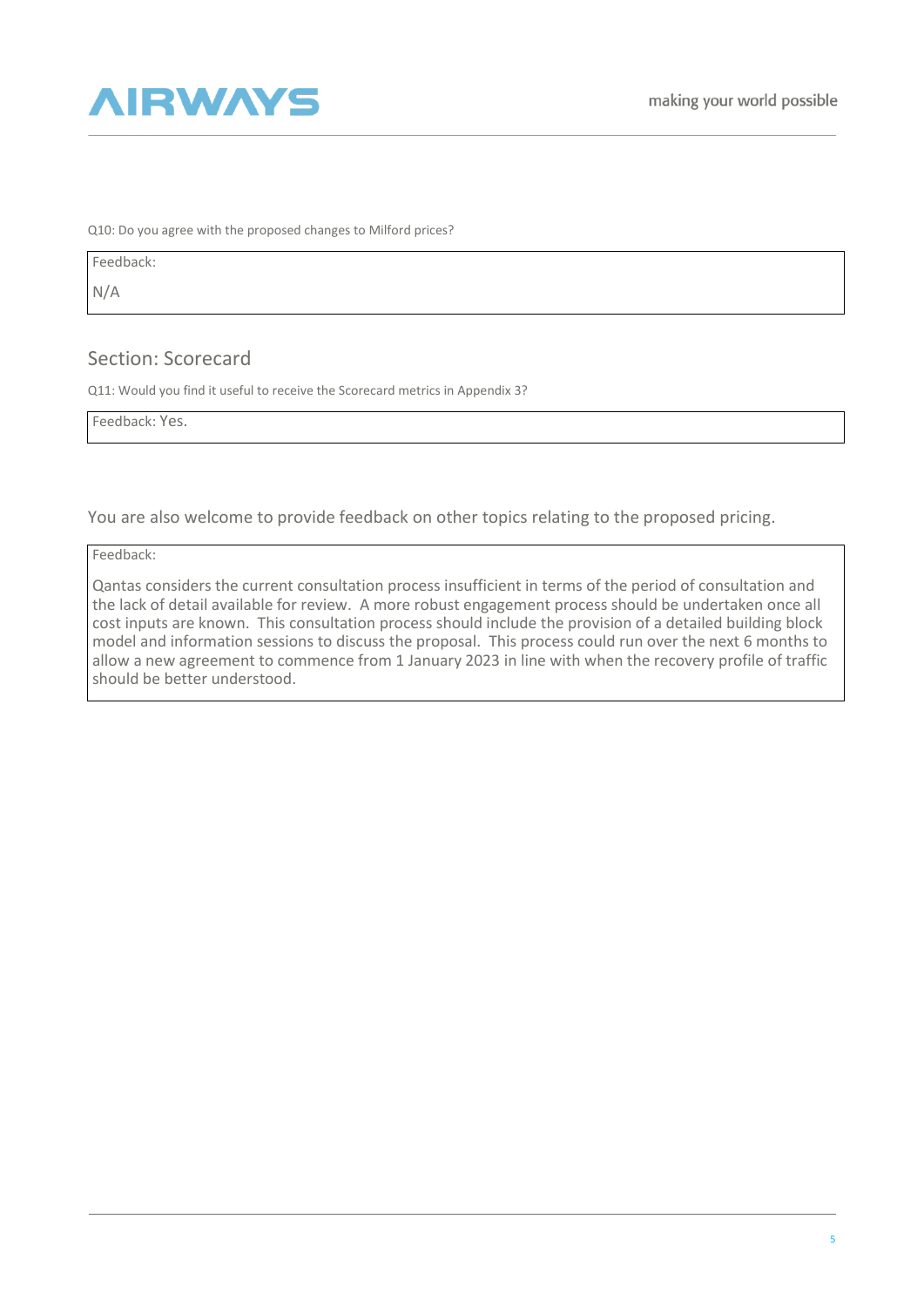Q10: Do you agree with the proposed changes to Milford prices?

| |
|---|
| Feedback:<br><br>N/A |

## Section: Scorecard

Q11: Would you find it useful to receive the Scorecard metrics in Appendix 3?

| |
|---|
| Feedback: Yes. |

You are also welcome to provide feedback on other topics relating to the proposed pricing.

| |
|---|
| Feedback:<br><br>Qantas considers the current consultation process insufficient in terms of the period of consultation and the lack of detail available for review. A more robust engagement process should be undertaken once all cost inputs are known. This consultation process should include the provision of a detailed building block model and information sessions to discuss the proposal. This process could run over the next 6 months to allow a new agreement to commence from 1 January 2023 in line with when the recovery profile of traffic should be better understood. |